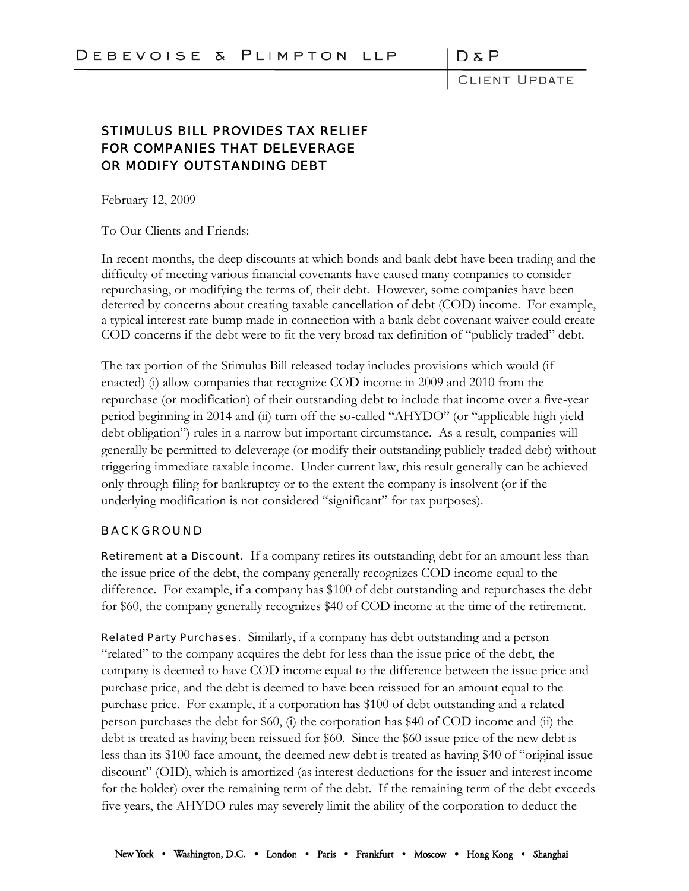# STIMULUS BILL PROVIDES TAX RELIEF FOR COMPANIES THAT DELEVERAGE OR MODIFY OUTSTANDING DEBT

February 12, 2009

To Our Clients and Friends:

In recent months, the deep discounts at which bonds and bank debt have been trading and the difficulty of meeting various financial covenants have caused many companies to consider repurchasing, or modifying the terms of, their debt. However, some companies have been deterred by concerns about creating taxable cancellation of debt (COD) income. For example, a typical interest rate bump made in connection with a bank debt covenant waiver could create COD concerns if the debt were to fit the very broad tax definition of "publicly traded" debt.

The tax portion of the Stimulus Bill released today includes provisions which would (if enacted) (i) allow companies that recognize COD income in 2009 and 2010 from the repurchase (or modification) of their outstanding debt to include that income over a five-year period beginning in 2014 and (ii) turn off the so-called "AHYDO" (or "applicable high yield debt obligation") rules in a narrow but important circumstance. As a result, companies will generally be permitted to deleverage (or modify their outstanding publicly traded debt) without triggering immediate taxable income. Under current law, this result generally can be achieved only through filing for bankruptcy or to the extent the company is insolvent (or if the underlying modification is not considered "significant" for tax purposes).

## BACKGROUND

**Retirement at a Discount.** If a company retires its outstanding debt for an amount less than the issue price of the debt, the company generally recognizes COD income equal to the difference. For example, if a company has $100 of debt outstanding and repurchases the debt for $60, the company generally recognizes $40 of COD income at the time of the retirement.

**Related Party Purchases.** Similarly, if a company has debt outstanding and a person "related" to the company acquires the debt for less than the issue price of the debt, the company is deemed to have COD income equal to the difference between the issue price and purchase price, and the debt is deemed to have been reissued for an amount equal to the purchase price. For example, if a corporation has $100 of debt outstanding and a related person purchases the debt for $60, (i) the corporation has $40 of COD income and (ii) the debt is treated as having been reissued for $60. Since the $60 issue price of the new debt is less than its $100 face amount, the deemed new debt is treated as having $40 of "original issue discount" (OID), which is amortized (as interest deductions for the issuer and interest income for the holder) over the remaining term of the debt. If the remaining term of the debt exceeds five years, the AHYDO rules may severely limit the ability of the corporation to deduct the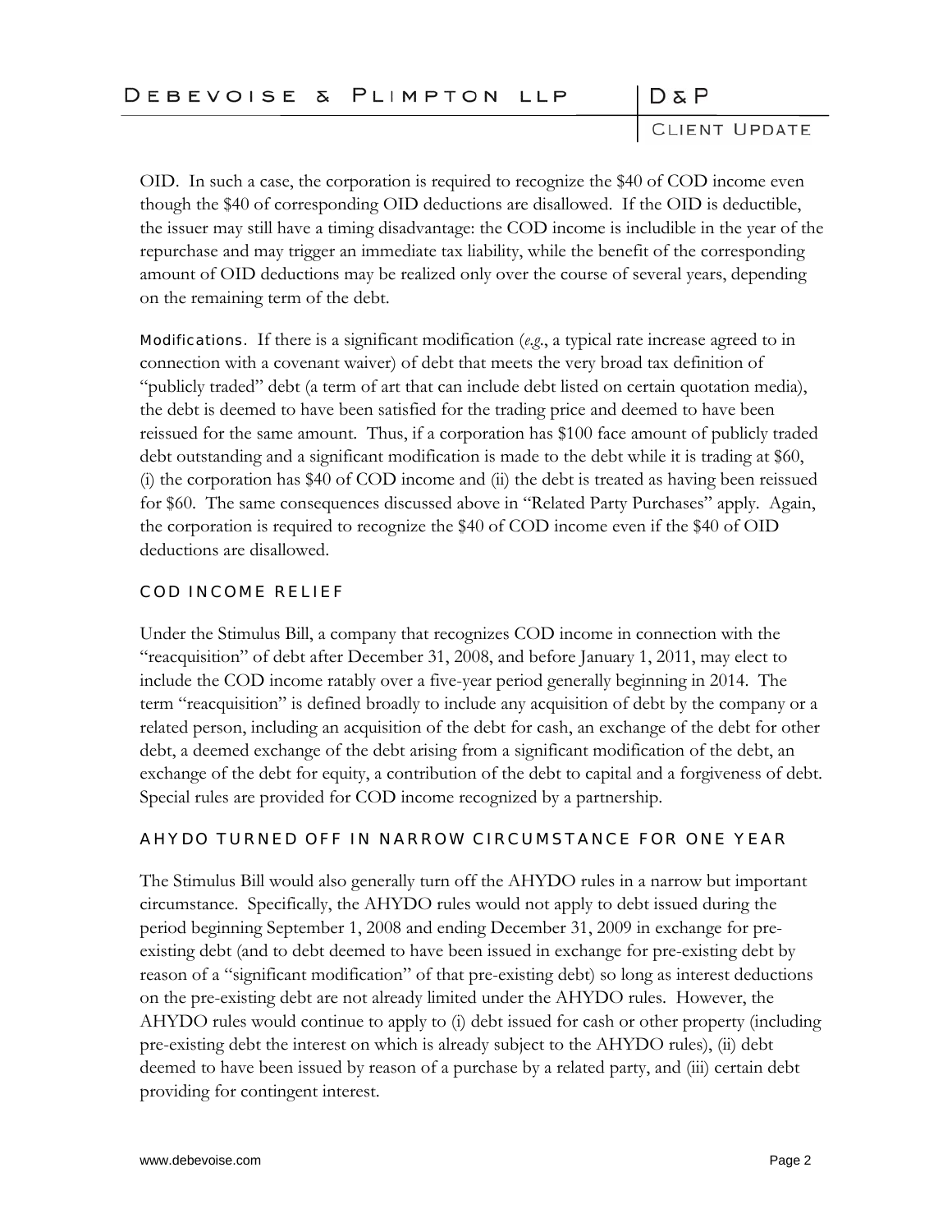OID. In such a case, the corporation is required to recognize the $40 of COD income even though the $40 of corresponding OID deductions are disallowed. If the OID is deductible, the issuer may still have a timing disadvantage: the COD income is includible in the year of the repurchase and may trigger an immediate tax liability, while the benefit of the corresponding amount of OID deductions may be realized only over the course of several years, depending on the remaining term of the debt.

Modifications. If there is a significant modification (*e.g.*, a typical rate increase agreed to in connection with a covenant waiver) of debt that meets the very broad tax definition of "publicly traded" debt (a term of art that can include debt listed on certain quotation media), the debt is deemed to have been satisfied for the trading price and deemed to have been reissued for the same amount. Thus, if a corporation has $100 face amount of publicly traded debt outstanding and a significant modification is made to the debt while it is trading at $60, (i) the corporation has $40 of COD income and (ii) the debt is treated as having been reissued for $60. The same consequences discussed above in "Related Party Purchases" apply. Again, the corporation is required to recognize the $40 of COD income even if the $40 of OID deductions are disallowed.

## COD INCOME RELIEF

Under the Stimulus Bill, a company that recognizes COD income in connection with the "reacquisition" of debt after December 31, 2008, and before January 1, 2011, may elect to include the COD income ratably over a five-year period generally beginning in 2014. The term "reacquisition" is defined broadly to include any acquisition of debt by the company or a related person, including an acquisition of the debt for cash, an exchange of the debt for other debt, a deemed exchange of the debt arising from a significant modification of the debt, an exchange of the debt for equity, a contribution of the debt to capital and a forgiveness of debt. Special rules are provided for COD income recognized by a partnership.

## AHYDO TURNED OFF IN NARROW CIRCUMSTANCE FOR ONE YEAR

The Stimulus Bill would also generally turn off the AHYDO rules in a narrow but important circumstance. Specifically, the AHYDO rules would not apply to debt issued during the period beginning September 1, 2008 and ending December 31, 2009 in exchange for pre-existing debt (and to debt deemed to have been issued in exchange for pre-existing debt by reason of a "significant modification" of that pre-existing debt) so long as interest deductions on the pre-existing debt are not already limited under the AHYDO rules. However, the AHYDO rules would continue to apply to (i) debt issued for cash or other property (including pre-existing debt the interest on which is already subject to the AHYDO rules), (ii) debt deemed to have been issued by reason of a purchase by a related party, and (iii) certain debt providing for contingent interest.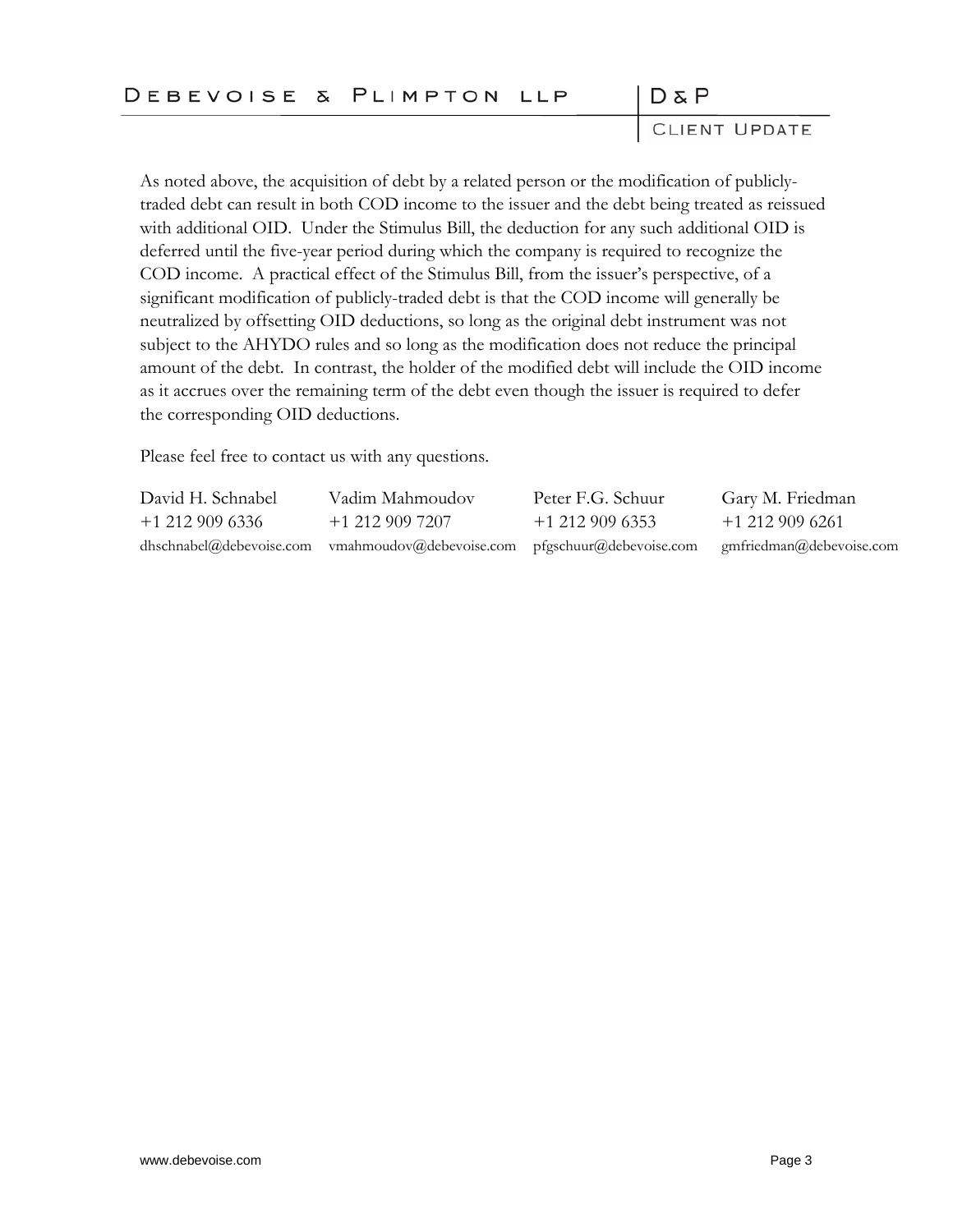As noted above, the acquisition of debt by a related person or the modification of publicly-traded debt can result in both COD income to the issuer and the debt being treated as reissued with additional OID. Under the Stimulus Bill, the deduction for any such additional OID is deferred until the five-year period during which the company is required to recognize the COD income. A practical effect of the Stimulus Bill, from the issuer's perspective, of a significant modification of publicly-traded debt is that the COD income will generally be neutralized by offsetting OID deductions, so long as the original debt instrument was not subject to the AHYDO rules and so long as the modification does not reduce the principal amount of the debt. In contrast, the holder of the modified debt will include the OID income as it accrues over the remaining term of the debt even though the issuer is required to defer the corresponding OID deductions.

Please feel free to contact us with any questions.

| | | | |
|---|---|---|---|
| David H. Schnabel | Vadim Mahmoudov | Peter F.G. Schuur | Gary M. Friedman |
| +1 212 909 6336 | +1 212 909 7207 | +1 212 909 6353 | +1 212 909 6261 |
| dhschnabel@debevoise.com | vmahmoudov@debevoise.com | pfgschuur@debevoise.com | gmfriedman@debevoise.com |